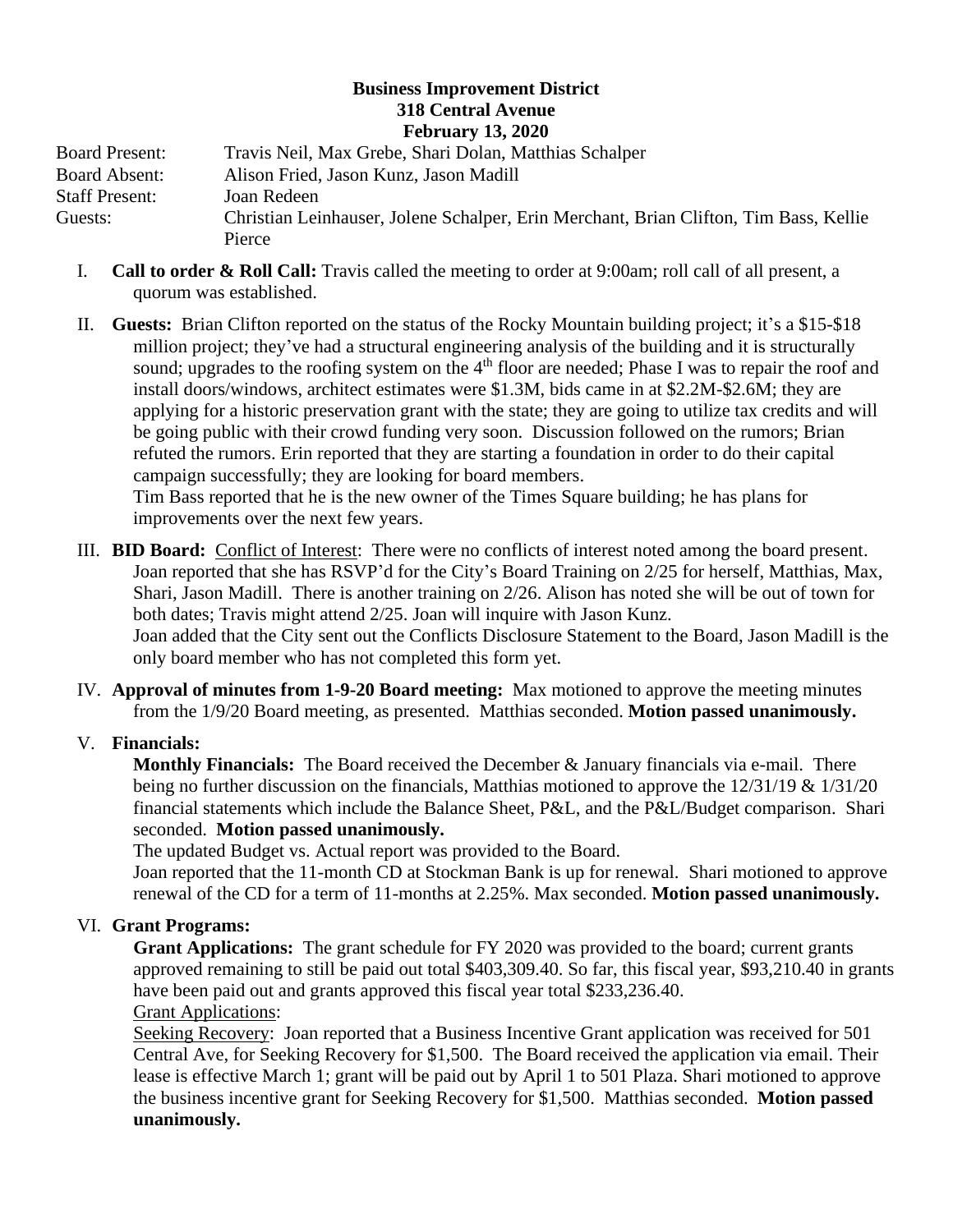**Business Improvement District**
**318 Central Avenue**
**February 13, 2020**

| | |
|---|---|
| Board Present: | Travis Neil, Max Grebe, Shari Dolan, Matthias Schalper |
| Board Absent: | Alison Fried, Jason Kunz, Jason Madill |
| Staff Present: | Joan Redeen |
| Guests: | Christian Leinhauser, Jolene Schalper, Erin Merchant, Brian Clifton, Tim Bass, Kellie Pierce |

I. **Call to order & Roll Call:** Travis called the meeting to order at 9:00am; roll call of all present, a quorum was established.

II. **Guests:** Brian Clifton reported on the status of the Rocky Mountain building project; it's a $15-$18 million project; they've had a structural engineering analysis of the building and it is structurally sound; upgrades to the roofing system on the 4th floor are needed; Phase I was to repair the roof and install doors/windows, architect estimates were $1.3M, bids came in at $2.2M-$2.6M; they are applying for a historic preservation grant with the state; they are going to utilize tax credits and will be going public with their crowd funding very soon. Discussion followed on the rumors; Brian refuted the rumors. Erin reported that they are starting a foundation in order to do their capital campaign successfully; they are looking for board members.
Tim Bass reported that he is the new owner of the Times Square building; he has plans for improvements over the next few years.

III. **BID Board:** Conflict of Interest: There were no conflicts of interest noted among the board present. Joan reported that she has RSVP'd for the City's Board Training on 2/25 for herself, Matthias, Max, Shari, Jason Madill. There is another training on 2/26. Alison has noted she will be out of town for both dates; Travis might attend 2/25. Joan will inquire with Jason Kunz.
Joan added that the City sent out the Conflicts Disclosure Statement to the Board, Jason Madill is the only board member who has not completed this form yet.

IV. **Approval of minutes from 1-9-20 Board meeting:** Max motioned to approve the meeting minutes from the 1/9/20 Board meeting, as presented. Matthias seconded. **Motion passed unanimously.**

V. **Financials:**
**Monthly Financials:** The Board received the December & January financials via e-mail. There being no further discussion on the financials, Matthias motioned to approve the 12/31/19 & 1/31/20 financial statements which include the Balance Sheet, P&L, and the P&L/Budget comparison. Shari seconded. **Motion passed unanimously.**
The updated Budget vs. Actual report was provided to the Board.
Joan reported that the 11-month CD at Stockman Bank is up for renewal. Shari motioned to approve renewal of the CD for a term of 11-months at 2.25%. Max seconded. **Motion passed unanimously.**

VI. **Grant Programs:**
**Grant Applications:** The grant schedule for FY 2020 was provided to the board; current grants approved remaining to still be paid out total $403,309.40. So far, this fiscal year, $93,210.40 in grants have been paid out and grants approved this fiscal year total $233,236.40.
Grant Applications:
Seeking Recovery: Joan reported that a Business Incentive Grant application was received for 501 Central Ave, for Seeking Recovery for $1,500. The Board received the application via email. Their lease is effective March 1; grant will be paid out by April 1 to 501 Plaza. Shari motioned to approve the business incentive grant for Seeking Recovery for $1,500. Matthias seconded. **Motion passed unanimously.**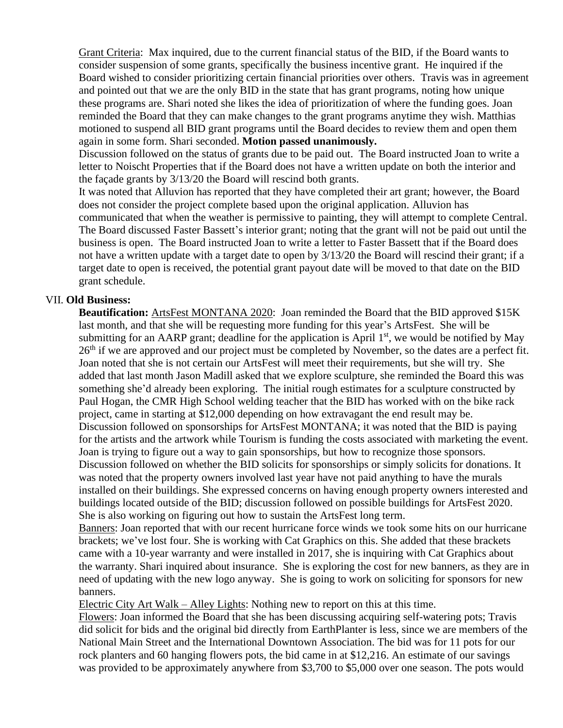Grant Criteria: Max inquired, due to the current financial status of the BID, if the Board wants to consider suspension of some grants, specifically the business incentive grant. He inquired if the Board wished to consider prioritizing certain financial priorities over others. Travis was in agreement and pointed out that we are the only BID in the state that has grant programs, noting how unique these programs are. Shari noted she likes the idea of prioritization of where the funding goes. Joan reminded the Board that they can make changes to the grant programs anytime they wish. Matthias motioned to suspend all BID grant programs until the Board decides to review them and open them again in some form. Shari seconded. **Motion passed unanimously.**

Discussion followed on the status of grants due to be paid out. The Board instructed Joan to write a letter to Noischt Properties that if the Board does not have a written update on both the interior and the façade grants by 3/13/20 the Board will rescind both grants.

It was noted that Alluvion has reported that they have completed their art grant; however, the Board does not consider the project complete based upon the original application. Alluvion has communicated that when the weather is permissive to painting, they will attempt to complete Central.

The Board discussed Faster Bassett's interior grant; noting that the grant will not be paid out until the business is open. The Board instructed Joan to write a letter to Faster Bassett that if the Board does not have a written update with a target date to open by 3/13/20 the Board will rescind their grant; if a target date to open is received, the potential grant payout date will be moved to that date on the BID grant schedule.

VII. **Old Business:**

**Beautification:** ArtsFest MONTANA 2020: Joan reminded the Board that the BID approved $15K last month, and that she will be requesting more funding for this year's ArtsFest. She will be submitting for an AARP grant; deadline for the application is April 1st, we would be notified by May 26th if we are approved and our project must be completed by November, so the dates are a perfect fit. Joan noted that she is not certain our ArtsFest will meet their requirements, but she will try. She added that last month Jason Madill asked that we explore sculpture, she reminded the Board this was something she'd already been exploring. The initial rough estimates for a sculpture constructed by Paul Hogan, the CMR High School welding teacher that the BID has worked with on the bike rack project, came in starting at $12,000 depending on how extravagant the end result may be.

Discussion followed on sponsorships for ArtsFest MONTANA; it was noted that the BID is paying for the artists and the artwork while Tourism is funding the costs associated with marketing the event. Joan is trying to figure out a way to gain sponsorships, but how to recognize those sponsors. Discussion followed on whether the BID solicits for sponsorships or simply solicits for donations. It was noted that the property owners involved last year have not paid anything to have the murals installed on their buildings. She expressed concerns on having enough property owners interested and buildings located outside of the BID; discussion followed on possible buildings for ArtsFest 2020. She is also working on figuring out how to sustain the ArtsFest long term.

Banners: Joan reported that with our recent hurricane force winds we took some hits on our hurricane brackets; we've lost four. She is working with Cat Graphics on this. She added that these brackets came with a 10-year warranty and were installed in 2017, she is inquiring with Cat Graphics about the warranty. Shari inquired about insurance. She is exploring the cost for new banners, as they are in need of updating with the new logo anyway. She is going to work on soliciting for sponsors for new banners.

Electric City Art Walk – Alley Lights: Nothing new to report on this at this time.

Flowers: Joan informed the Board that she has been discussing acquiring self-watering pots; Travis did solicit for bids and the original bid directly from EarthPlanter is less, since we are members of the National Main Street and the International Downtown Association. The bid was for 11 pots for our rock planters and 60 hanging flowers pots, the bid came in at $12,216. An estimate of our savings was provided to be approximately anywhere from $3,700 to $5,000 over one season. The pots would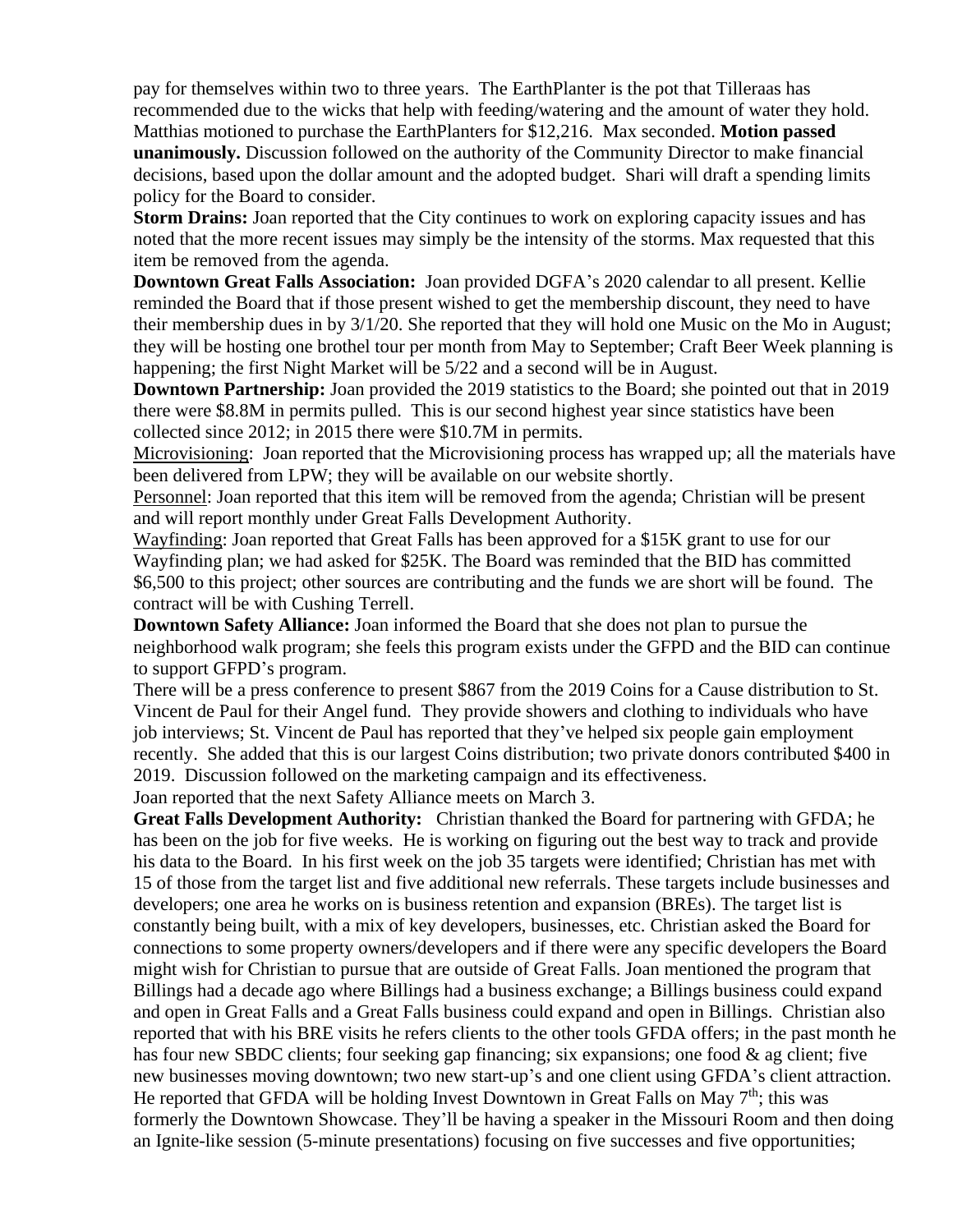pay for themselves within two to three years. The EarthPlanter is the pot that Tilleraas has recommended due to the wicks that help with feeding/watering and the amount of water they hold. Matthias motioned to purchase the EarthPlanters for $12,216. Max seconded. **Motion passed unanimously.** Discussion followed on the authority of the Community Director to make financial decisions, based upon the dollar amount and the adopted budget. Shari will draft a spending limits policy for the Board to consider.

**Storm Drains:** Joan reported that the City continues to work on exploring capacity issues and has noted that the more recent issues may simply be the intensity of the storms. Max requested that this item be removed from the agenda.

**Downtown Great Falls Association:** Joan provided DGFA's 2020 calendar to all present. Kellie reminded the Board that if those present wished to get the membership discount, they need to have their membership dues in by 3/1/20. She reported that they will hold one Music on the Mo in August; they will be hosting one brothel tour per month from May to September; Craft Beer Week planning is happening; the first Night Market will be 5/22 and a second will be in August.

**Downtown Partnership:** Joan provided the 2019 statistics to the Board; she pointed out that in 2019 there were $8.8M in permits pulled. This is our second highest year since statistics have been collected since 2012; in 2015 there were $10.7M in permits.

Microvisioning: Joan reported that the Microvisioning process has wrapped up; all the materials have been delivered from LPW; they will be available on our website shortly.

Personnel: Joan reported that this item will be removed from the agenda; Christian will be present and will report monthly under Great Falls Development Authority.

Wayfinding: Joan reported that Great Falls has been approved for a $15K grant to use for our Wayfinding plan; we had asked for $25K. The Board was reminded that the BID has committed $6,500 to this project; other sources are contributing and the funds we are short will be found. The contract will be with Cushing Terrell.

**Downtown Safety Alliance:** Joan informed the Board that she does not plan to pursue the neighborhood walk program; she feels this program exists under the GFPD and the BID can continue to support GFPD's program.

There will be a press conference to present $867 from the 2019 Coins for a Cause distribution to St. Vincent de Paul for their Angel fund. They provide showers and clothing to individuals who have job interviews; St. Vincent de Paul has reported that they've helped six people gain employment recently. She added that this is our largest Coins distribution; two private donors contributed $400 in 2019. Discussion followed on the marketing campaign and its effectiveness.

Joan reported that the next Safety Alliance meets on March 3.

**Great Falls Development Authority:** Christian thanked the Board for partnering with GFDA; he has been on the job for five weeks. He is working on figuring out the best way to track and provide his data to the Board. In his first week on the job 35 targets were identified; Christian has met with 15 of those from the target list and five additional new referrals. These targets include businesses and developers; one area he works on is business retention and expansion (BREs). The target list is constantly being built, with a mix of key developers, businesses, etc. Christian asked the Board for connections to some property owners/developers and if there were any specific developers the Board might wish for Christian to pursue that are outside of Great Falls. Joan mentioned the program that Billings had a decade ago where Billings had a business exchange; a Billings business could expand and open in Great Falls and a Great Falls business could expand and open in Billings. Christian also reported that with his BRE visits he refers clients to the other tools GFDA offers; in the past month he has four new SBDC clients; four seeking gap financing; six expansions; one food & ag client; five new businesses moving downtown; two new start-up's and one client using GFDA's client attraction. He reported that GFDA will be holding Invest Downtown in Great Falls on May 7th; this was formerly the Downtown Showcase. They'll be having a speaker in the Missouri Room and then doing an Ignite-like session (5-minute presentations) focusing on five successes and five opportunities;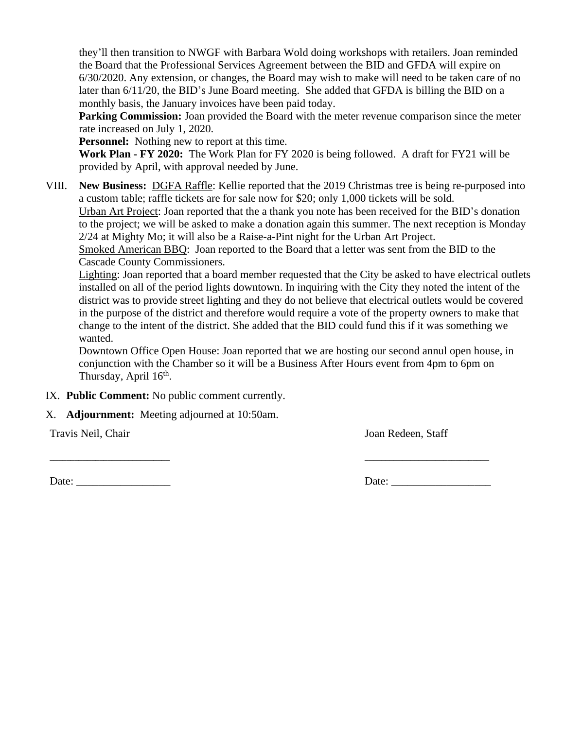they'll then transition to NWGF with Barbara Wold doing workshops with retailers. Joan reminded the Board that the Professional Services Agreement between the BID and GFDA will expire on 6/30/2020. Any extension, or changes, the Board may wish to make will need to be taken care of no later than 6/11/20, the BID's June Board meeting. She added that GFDA is billing the BID on a monthly basis, the January invoices have been paid today.

**Parking Commission:** Joan provided the Board with the meter revenue comparison since the meter rate increased on July 1, 2020.

**Personnel:** Nothing new to report at this time.

**Work Plan - FY 2020:** The Work Plan for FY 2020 is being followed. A draft for FY21 will be provided by April, with approval needed by June.

VIII. **New Business:** DGFA Raffle: Kellie reported that the 2019 Christmas tree is being re-purposed into a custom table; raffle tickets are for sale now for $20; only 1,000 tickets will be sold.

Urban Art Project: Joan reported that the a thank you note has been received for the BID's donation to the project; we will be asked to make a donation again this summer. The next reception is Monday 2/24 at Mighty Mo; it will also be a Raise-a-Pint night for the Urban Art Project.

Smoked American BBQ: Joan reported to the Board that a letter was sent from the BID to the Cascade County Commissioners.

Lighting: Joan reported that a board member requested that the City be asked to have electrical outlets installed on all of the period lights downtown. In inquiring with the City they noted the intent of the district was to provide street lighting and they do not believe that electrical outlets would be covered in the purpose of the district and therefore would require a vote of the property owners to make that change to the intent of the district. She added that the BID could fund this if it was something we wanted.

Downtown Office Open House: Joan reported that we are hosting our second annul open house, in conjunction with the Chamber so it will be a Business After Hours event from 4pm to 6pm on Thursday, April 16th.

IX. **Public Comment:** No public comment currently.

X. **Adjournment:** Meeting adjourned at 10:50am.

Travis Neil, Chair

\_\_\_\_\_\_\_\_\_\_\_\_\_\_\_\_\_\_\_\_\_\_

Date: \_\_\_\_\_\_\_\_\_\_\_\_\_\_\_\_\_

Joan Redeen, Staff

\_\_\_\_\_\_\_\_\_\_\_\_\_\_\_\_\_\_\_\_\_\_\_

Date: \_\_\_\_\_\_\_\_\_\_\_\_\_\_\_\_\_\_